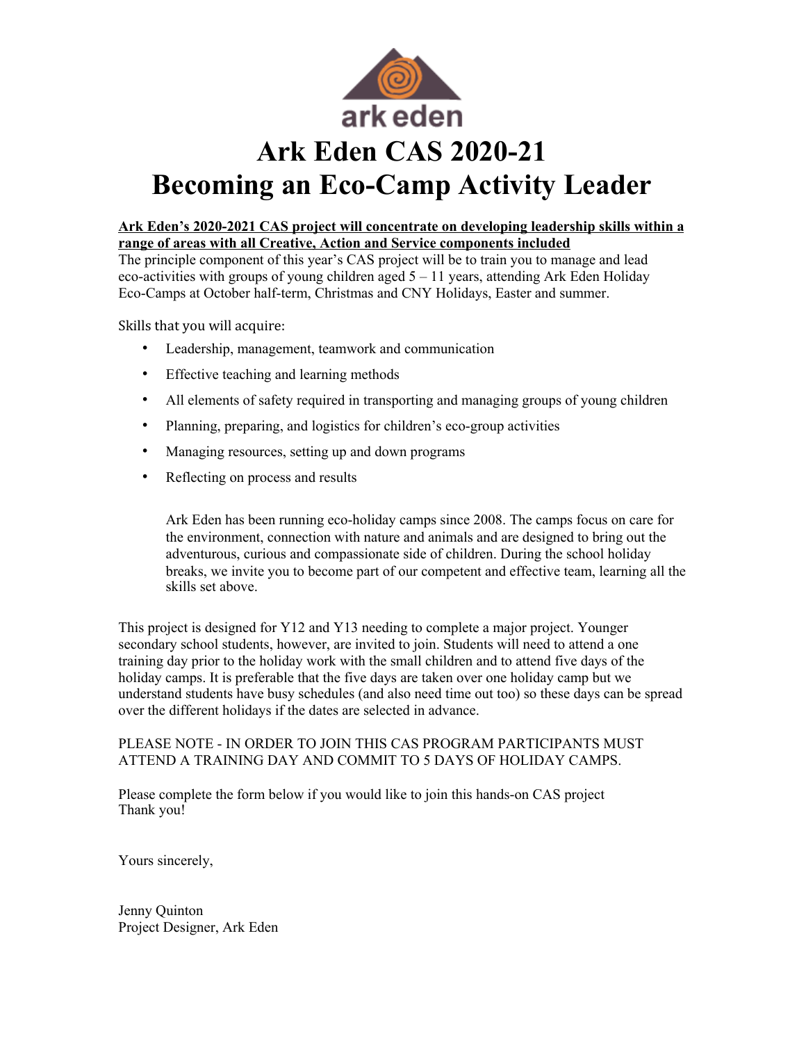ark eden

# Ark Eden CAS 2020-21
# Becoming an Eco-Camp Activity Leader

**Ark Eden's 2020-2021 CAS project will concentrate on developing leadership skills within a range of areas with all Creative, Action and Service components included**

The principle component of this year's CAS project will be to train you to manage and lead eco-activities with groups of young children aged 5 – 11 years, attending Ark Eden Holiday Eco-Camps at October half-term, Christmas and CNY Holidays, Easter and summer.

Skills that you will acquire:

- Leadership, management, teamwork and communication
- Effective teaching and learning methods
- All elements of safety required in transporting and managing groups of young children
- Planning, preparing, and logistics for children's eco-group activities
- Managing resources, setting up and down programs
- Reflecting on process and results

Ark Eden has been running eco-holiday camps since 2008. The camps focus on care for the environment, connection with nature and animals and are designed to bring out the adventurous, curious and compassionate side of children. During the school holiday breaks, we invite you to become part of our competent and effective team, learning all the skills set above.

This project is designed for Y12 and Y13 needing to complete a major project. Younger secondary school students, however, are invited to join. Students will need to attend a one training day prior to the holiday work with the small children and to attend five days of the holiday camps. It is preferable that the five days are taken over one holiday camp but we understand students have busy schedules (and also need time out too) so these days can be spread over the different holidays if the dates are selected in advance.

PLEASE NOTE - IN ORDER TO JOIN THIS CAS PROGRAM PARTICIPANTS MUST ATTEND A TRAINING DAY AND COMMIT TO 5 DAYS OF HOLIDAY CAMPS.

Please complete the form below if you would like to join this hands-on CAS project
Thank you!

Yours sincerely,

Jenny Quinton
Project Designer, Ark Eden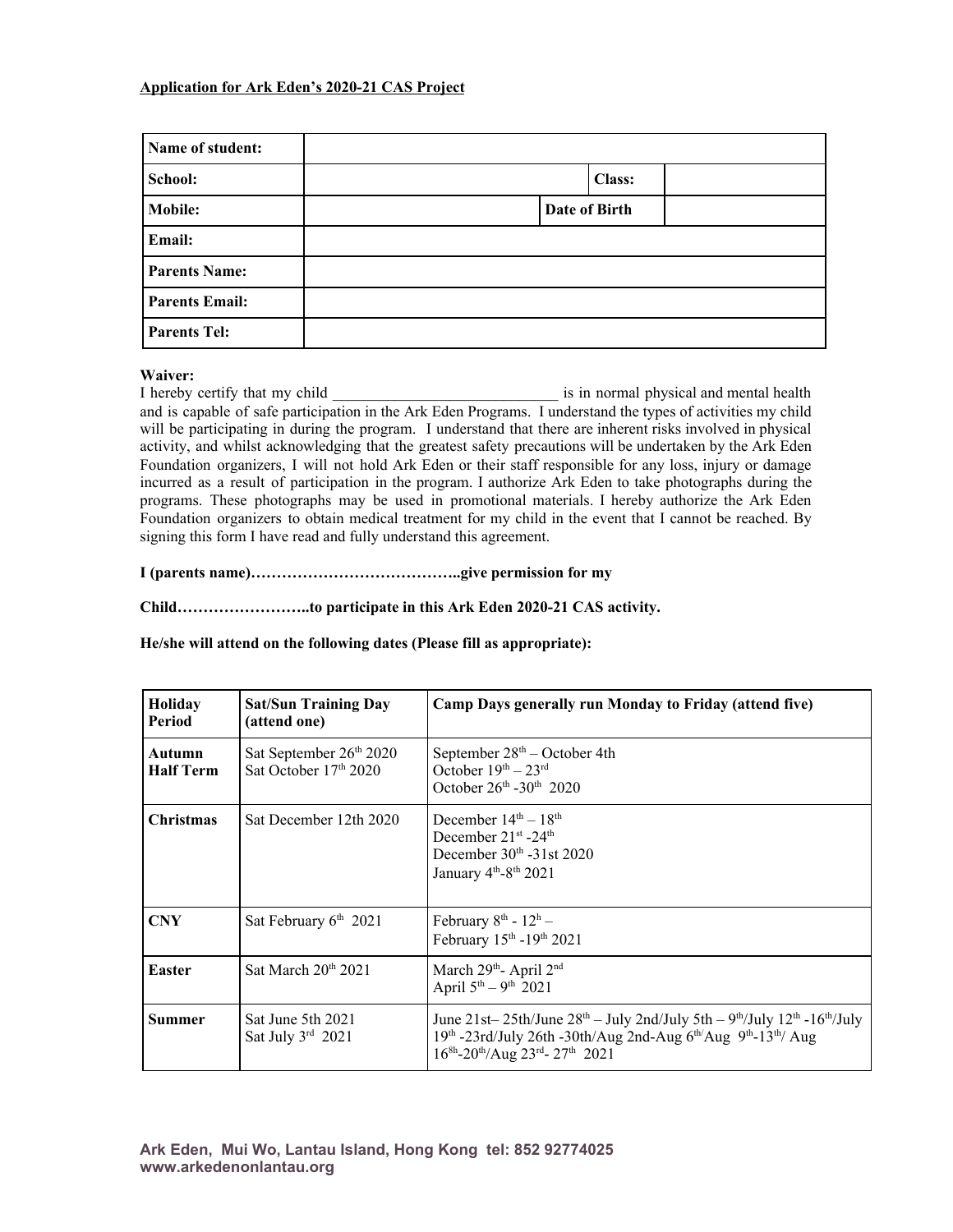**Application for Ark Eden's 2020-21 CAS Project**

| Name of student: | | | |
|---|---|---|---|
| School: | | Class: | |
| Mobile: | | Date of Birth | |
| Email: | | | |
| Parents Name: | | | |
| Parents Email: | | | |
| Parents Tel: | | | |

**Waiver:**

I hereby certify that my child _____________________________ is in normal physical and mental health and is capable of safe participation in the Ark Eden Programs. I understand the types of activities my child will be participating in during the program. I understand that there are inherent risks involved in physical activity, and whilst acknowledging that the greatest safety precautions will be undertaken by the Ark Eden Foundation organizers, I will not hold Ark Eden or their staff responsible for any loss, injury or damage incurred as a result of participation in the program. I authorize Ark Eden to take photographs during the programs. These photographs may be used in promotional materials. I hereby authorize the Ark Eden Foundation organizers to obtain medical treatment for my child in the event that I cannot be reached. By signing this form I have read and fully understand this agreement.

**I (parents name)…………………………………..give permission for my**

**Child……………………..to participate in this Ark Eden 2020-21 CAS activity.**

**He/she will attend on the following dates (Please fill as appropriate):**

| Holiday Period | Sat/Sun Training Day (attend one) | Camp Days generally run Monday to Friday (attend five) |
|---|---|---|
| **Autumn Half Term** | Sat September 26th 2020<br>Sat October 17th 2020 | September 28th – October 4th<br>October 19th – 23rd<br>October 26th -30th 2020 |
| **Christmas** | Sat December 12th 2020 | December 14th – 18th<br>December 21st -24th<br>December 30th -31st 2020<br>January 4th-8th 2021 |
| **CNY** | Sat February 6th 2021 | February 8th - 12h –<br>February 15th -19th 2021 |
| **Easter** | Sat March 20th 2021 | March 29th- April 2nd<br>April 5th – 9th 2021 |
| **Summer** | Sat June 5th 2021<br>Sat July 3rd 2021 | June 21st– 25th/June 28th – July 2nd/July 5th – 9th/July 12th -16th/July 19th -23rd/July 26th -30th/Aug 2nd-Aug 6th/Aug 9th-13th/ Aug 16th-20th/Aug 23rd- 27th 2021 |

**Ark Eden, Mui Wo, Lantau Island, Hong Kong tel: 852 92774025**
**www.arkedenonlantau.org**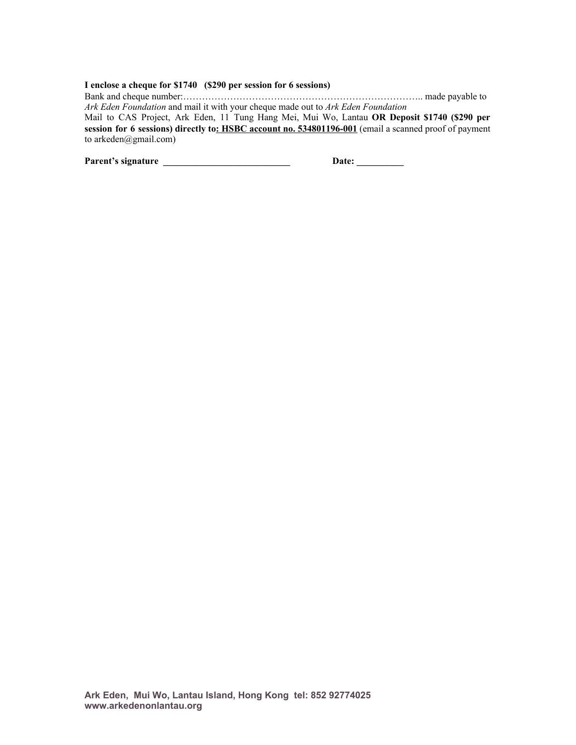**I enclose a cheque for $1740   ($290 per session for 6 sessions)**

Bank and cheque number:……………………………………………………………………….. made payable to *Ark Eden Foundation* and mail it with your cheque made out to *Ark Eden Foundation*

Mail to CAS Project, Ark Eden, 11 Tung Hang Mei, Mui Wo, Lantau **OR Deposit $1740 ($290 per session for 6 sessions) directly to**<u>**: HSBC account no. 534801196-001**</u> (email a scanned proof of payment to arkeden@gmail.com)

**Parent's signature ___________________________              Date: __________**

**Ark Eden,  Mui Wo, Lantau Island, Hong Kong  tel: 852 92774025**
**www.arkedenonlantau.org**